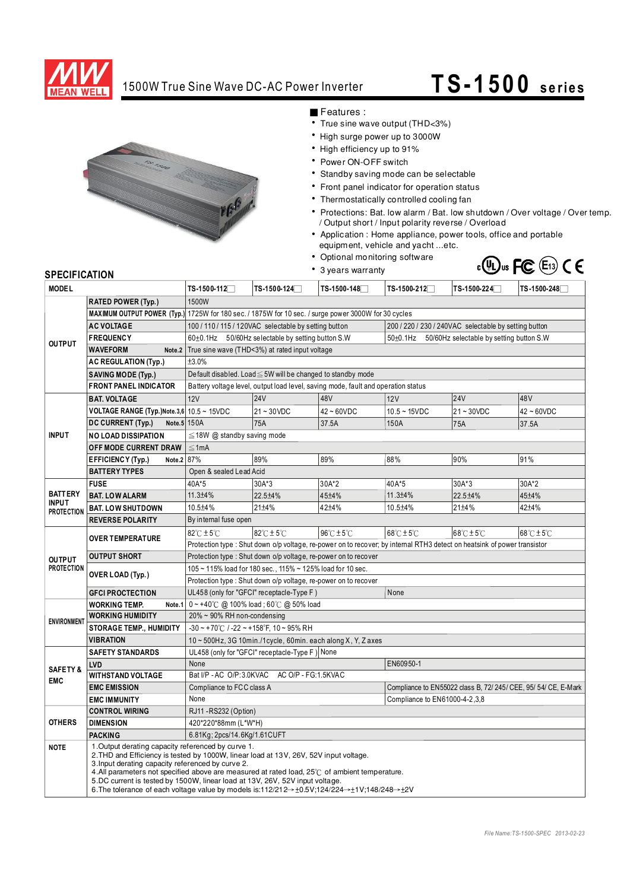# 1500W True Sine Wave DC-AC Power Inverter

# TS-1500 series

## Features :

- True sine wave output (THD<3%)
- High surge power up to 3000W
- High efficiency up to 91%
- Power ON-OFF switch
- Standby saving mode can be selectable
- Front panel indicator for operation status
- Thermostatically controlled cooling fan
- Protections: Bat. low alarm / Bat. low shutdown / Over voltage / Over temp. / Output short / Input polarity reverse / Overload
- Application : Home appliance, power tools, office and portable equipment, vehicle and yacht ...etc.
- Optional monitoring software
- 3 years warranty

## SPECIFICATION

| | MODEL | TS-1500-112☐ | TS-1500-124☐ | TS-1500-148☐ | TS-1500-212☐ | TS-1500-224☐ | TS-1500-248☐ |
|---|---|---|---|---|---|---|---|
| OUTPUT | RATED POWER (Typ.) | 1500W | | | | | |
| | MAXIMUM OUTPUT POWER (Typ.) | 1725W for 180 sec. / 1875W for 10 sec. / surge power 3000W for 30 cycles | | | | | |
| | AC VOLTAGE | 100 / 110 / 115 / 120VAC selectable by setting button | | | 200 / 220 / 230 / 240VAC selectable by setting button | | |
| | FREQUENCY | 60±0.1Hz 50/60Hz selectable by setting button S.W | | | 50±0.1Hz 50/60Hz selectable by setting button S.W | | |
| | WAVEFORM Note.2 | True sine wave (THD<3%) at rated input voltage | | | | | |
| | AC REGULATION (Typ.) | ±3.0% | | | | | |
| | SAVING MODE (Typ.) | Default disabled. Load ≦ 5W will be changed to standby mode | | | | | |
| | FRONT PANEL INDICATOR | Battery voltage level, output load level, saving mode, fault and operation status | | | | | |
| INPUT | BAT. VOLTAGE | 12V | 24V | 48V | 12V | 24V | 48V |
| | VOLTAGE RANGE (Typ.)Note.3,6 | 10.5 ~ 15VDC | 21 ~ 30VDC | 42 ~ 60VDC | 10.5 ~ 15VDC | 21 ~ 30VDC | 42 ~ 60VDC |
| | DC CURRENT (Typ.) Note.5 | 150A | 75A | 37.5A | 150A | 75A | 37.5A |
| | NO LOAD DISSIPATION | ≦18W @ standby saving mode | | | | | |
| | OFF MODE CURRENT DRAW | ≦1mA | | | | | |
| | EFFICIENCY (Typ.) Note.2 | 87% | 89% | 89% | 88% | 90% | 91% |
| | BATTERY TYPES | Open & sealed Lead Acid | | | | | |
| BATTERY INPUT PROTECTION | FUSE | 40A*5 | 30A*3 | 30A*2 | 40A*5 | 30A*3 | 30A*2 |
| | BAT. LOW ALARM | 11.3±4% | 22.5±4% | 45±4% | 11.3±4% | 22.5±4% | 45±4% |
| | BAT. LOW SHUTDOWN | 10.5±4% | 21±4% | 42±4% | 10.5±4% | 21±4% | 42±4% |
| | REVERSE POLARITY | By internal fuse open | | | | | |
| OUTPUT PROTECTION | OVER TEMPERATURE | 82℃±5℃ | 82℃±5℃ | 96℃±5℃ | 68℃±5℃ | 68℃±5℃ | 68℃±5℃ |
| | | Protection type : Shut down o/p voltage, re-power on to recover; by internal RTH3 detect on heatsink of power transistor | | | | | |
| | OUTPUT SHORT | Protection type : Shut down o/p voltage, re-power on to recover | | | | | |
| | OVER LOAD (Typ.) | 105 ~ 115% load for 180 sec., 115% ~ 125% load for 10 sec. | | | | | |
| | | Protection type : Shut down o/p voltage, re-power on to recover | | | | | |
| | GFCI PROCTECTION | UL458 (only for "GFCI" receptacle-Type F ) | | | None | | |
| ENVIRONMENT | WORKING TEMP. Note.1 | 0 ~ +40℃ @ 100% load ; 60℃ @ 50% load | | | | | |
| | WORKING HUMIDITY | 20% ~ 90% RH non-condensing | | | | | |
| | STORAGE TEMP., HUMIDITY | -30 ~ +70℃ / -22 ~ +158℉, 10 ~ 95% RH | | | | | |
| | VIBRATION | 10 ~ 500Hz, 3G 10min./1cycle, 60min. each along X, Y, Z axes | | | | | |
| SAFETY & EMC | SAFETY STANDARDS | UL458 (only for "GFCI" receptacle-Type F ) \| None | | | | | |
| | LVD | None | | | EN60950-1 | | |
| | WITHSTAND VOLTAGE | Bat I/P - AC O/P:3.0KVAC AC O/P - FG:1.5KVAC | | | | | |
| | EMC EMISSION | Compliance to FCC class A | | | Compliance to EN55022 class B, 72/ 245/ CEE, 95/ 54/ CE, E-Mark | | |
| | EMC IMMUNITY | None | | | Compliance to EN61000-4-2,3,8 | | |
| OTHERS | CONTROL WIRING | RJ11 -RS232 (Option) | | | | | |
| | DIMENSION | 420*220*88mm (L*W*H) | | | | | |
| | PACKING | 6.81Kg; 2pcs/14.6Kg/1.61CUFT | | | | | |
| NOTE | 1.Output derating capacity referenced by curve 1.<br>2.THD and Efficiency is tested by 1000W, linear load at 13V, 26V, 52V input voltage.<br>3.Input derating capacity referenced by curve 2.<br>4.All parameters not specified above are measured at rated load, 25℃ of ambient temperature.<br>5.DC current is tested by 1500W, linear load at 13V, 26V, 52V input voltage.<br>6.The tolerance of each voltage value by models is:112/212→±0.5V;124/224→±1V;148/248→±2V | | | | | | |

File Name:TS-1500-SPEC 2013-02-23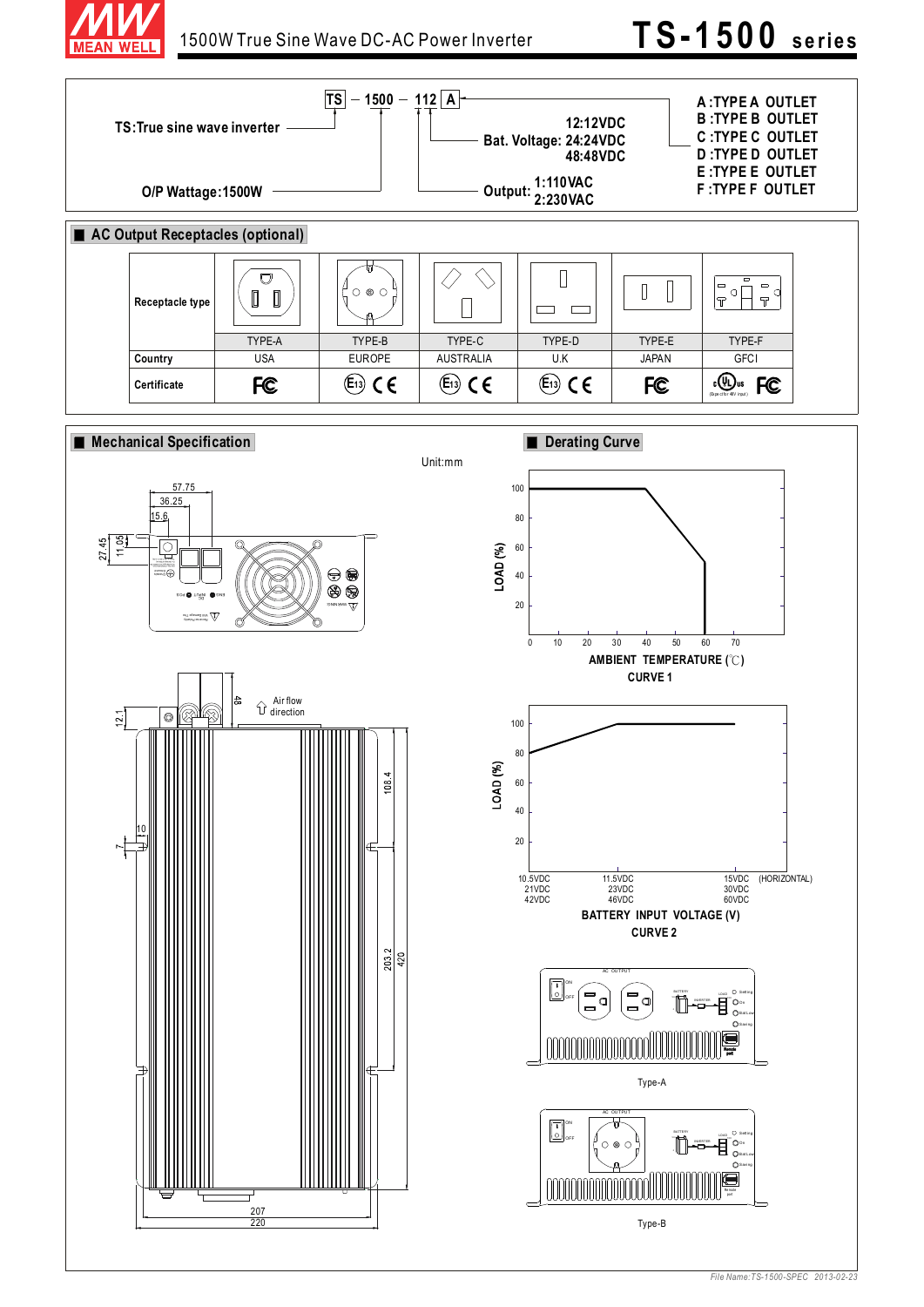## TS-1500 series

1500W True Sine Wave DC-AC Power Inverter

TS - 1500 - 112 A

- TS: True sine wave inverter
- O/P Wattage: 1500W
- Bat. Voltage: 12:12VDC, 24:24VDC, 48:48VDC
- Output: 1:110VAC, 2:230VAC
- A: TYPE A OUTLET
- B: TYPE B OUTLET
- C: TYPE C OUTLET
- D: TYPE D OUTLET
- E: TYPE E OUTLET
- F: TYPE F OUTLET

## AC Output Receptacles (optional)

| Receptacle type | TYPE-A | TYPE-B | TYPE-C | TYPE-D | TYPE-E | TYPE-F |
|---|---|---|---|---|---|---|
| Country | USA | EUROPE | AUSTRALIA | U.K | JAPAN | GFCI |
| Certificate | FC | E13 CE | E13 CE | E13 CE | FC | cULus (Spec for 48V input) FC |

## Mechanical Specification

Unit:mm

57.75
36.25
15.6
27.45
11.05
48
12.1
Air flow direction
108.4
10
7
203.2
420
207
220

## Derating Curve

LOAD (%)
100
80
60
40
20
0 10 20 30 40 50 60 70
AMBIENT TEMPERATURE (℃)
CURVE 1

LOAD (%)
100
80
60
40
20
10.5VDC 21VDC 42VDC
11.5VDC 23VDC 46VDC
15VDC 30VDC 60VDC (HORIZONTAL)
BATTERY INPUT VOLTAGE (V)
CURVE 2

Type-A

Type-B

File Name:TS-1500-SPEC 2013-02-23